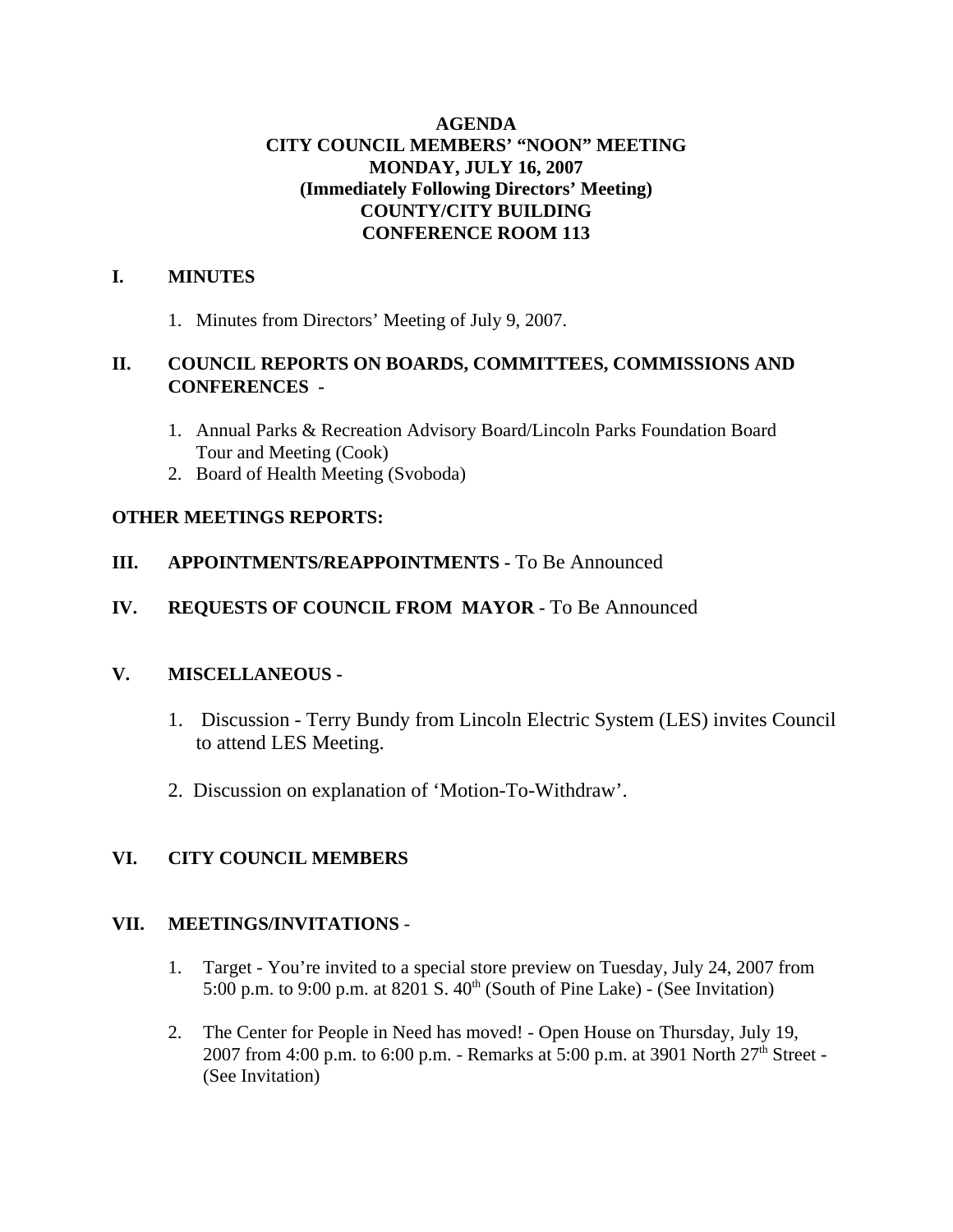# AGENDA
## CITY COUNCIL MEMBERS' "NOON" MEETING
## MONDAY, JULY 16, 2007
## (Immediately Following Directors' Meeting)
## COUNTY/CITY BUILDING
## CONFERENCE ROOM 113

**I. MINUTES**

1. Minutes from Directors' Meeting of July 9, 2007.

**II. COUNCIL REPORTS ON BOARDS, COMMITTEES, COMMISSIONS AND CONFERENCES -**

1. Annual Parks & Recreation Advisory Board/Lincoln Parks Foundation Board Tour and Meeting (Cook)
2. Board of Health Meeting (Svoboda)

**OTHER MEETINGS REPORTS:**

**III. APPOINTMENTS/REAPPOINTMENTS** - To Be Announced

**IV. REQUESTS OF COUNCIL FROM MAYOR** - To Be Announced

**V. MISCELLANEOUS -**

1. Discussion - Terry Bundy from Lincoln Electric System (LES) invites Council to attend LES Meeting.
2. Discussion on explanation of 'Motion-To-Withdraw'.

**VI. CITY COUNCIL MEMBERS**

**VII. MEETINGS/INVITATIONS** -

1. Target - You're invited to a special store preview on Tuesday, July 24, 2007 from 5:00 p.m. to 9:00 p.m. at 8201 S. 40th (South of Pine Lake) - (See Invitation)
2. The Center for People in Need has moved! - Open House on Thursday, July 19, 2007 from 4:00 p.m. to 6:00 p.m. - Remarks at 5:00 p.m. at 3901 North 27th Street - (See Invitation)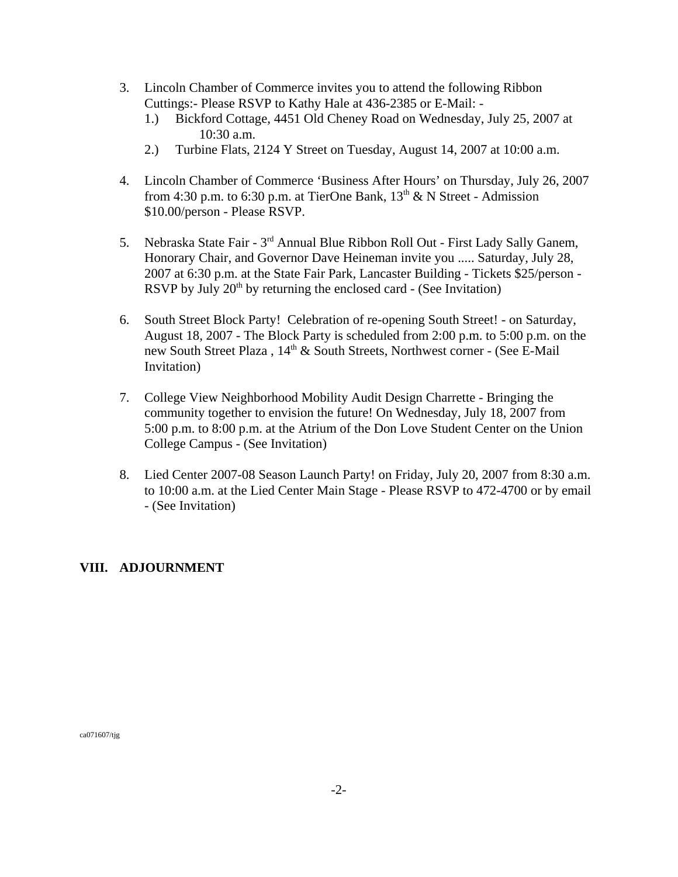3. Lincoln Chamber of Commerce invites you to attend the following Ribbon Cuttings:- Please RSVP to Kathy Hale at 436-2385 or E-Mail: -
   1.) Bickford Cottage, 4451 Old Cheney Road on Wednesday, July 25, 2007 at 10:30 a.m.
   2.) Turbine Flats, 2124 Y Street on Tuesday, August 14, 2007 at 10:00 a.m.

4. Lincoln Chamber of Commerce 'Business After Hours' on Thursday, July 26, 2007 from 4:30 p.m. to 6:30 p.m. at TierOne Bank, 13th & N Street - Admission $10.00/person - Please RSVP.

5. Nebraska State Fair - 3rd Annual Blue Ribbon Roll Out - First Lady Sally Ganem, Honorary Chair, and Governor Dave Heineman invite you ..... Saturday, July 28, 2007 at 6:30 p.m. at the State Fair Park, Lancaster Building - Tickets $25/person - RSVP by July 20th by returning the enclosed card - (See Invitation)

6. South Street Block Party! Celebration of re-opening South Street! - on Saturday, August 18, 2007 - The Block Party is scheduled from 2:00 p.m. to 5:00 p.m. on the new South Street Plaza , 14th & South Streets, Northwest corner - (See E-Mail Invitation)

7. College View Neighborhood Mobility Audit Design Charrette - Bringing the community together to envision the future! On Wednesday, July 18, 2007 from 5:00 p.m. to 8:00 p.m. at the Atrium of the Don Love Student Center on the Union College Campus - (See Invitation)

8. Lied Center 2007-08 Season Launch Party! on Friday, July 20, 2007 from 8:30 a.m. to 10:00 a.m. at the Lied Center Main Stage - Please RSVP to 472-4700 or by email - (See Invitation)

## VIII. ADJOURNMENT

ca071607/tjg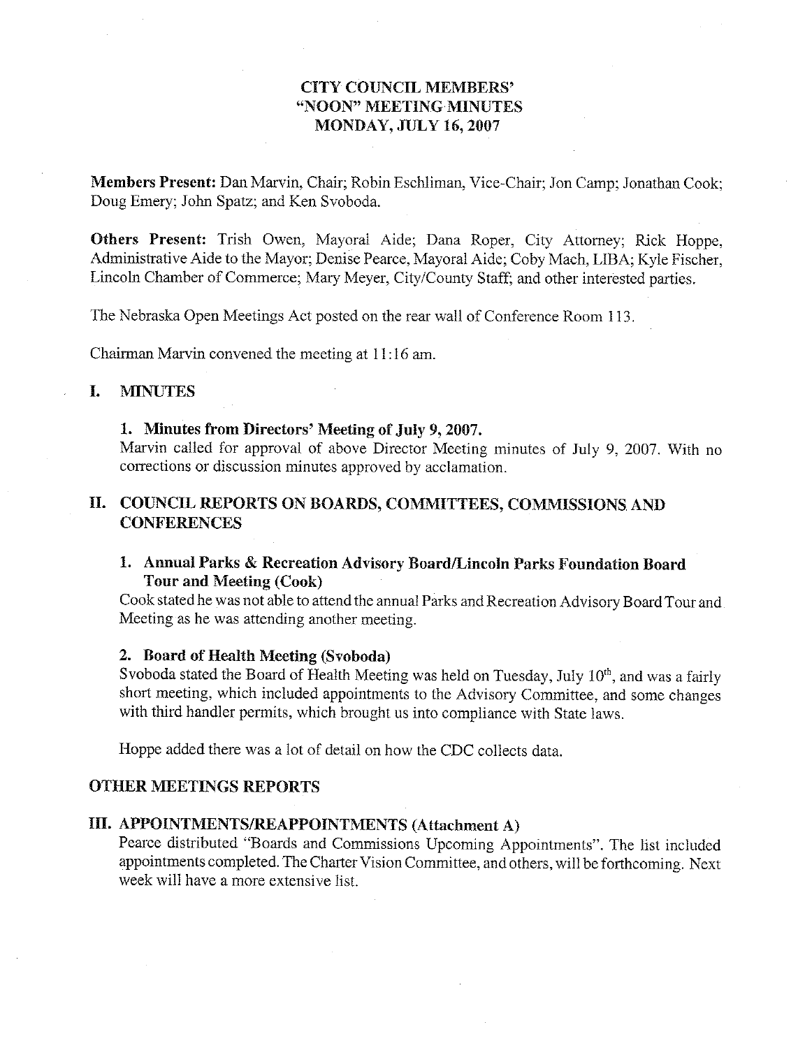# CITY COUNCIL MEMBERS' "NOON" MEETING MINUTES MONDAY, JULY 16, 2007

**Members Present:** Dan Marvin, Chair; Robin Eschliman, Vice-Chair; Jon Camp; Jonathan Cook; Doug Emery; John Spatz; and Ken Svoboda.

**Others Present:** Trish Owen, Mayoral Aide; Dana Roper, City Attorney; Rick Hoppe, Administrative Aide to the Mayor; Denise Pearce, Mayoral Aide; Coby Mach, LIBA; Kyle Fischer, Lincoln Chamber of Commerce; Mary Meyer, City/County Staff; and other interested parties.

The Nebraska Open Meetings Act posted on the rear wall of Conference Room 113.

Chairman Marvin convened the meeting at 11:16 am.

## I. MINUTES

### 1. Minutes from Directors' Meeting of July 9, 2007.

Marvin called for approval of above Director Meeting minutes of July 9, 2007. With no corrections or discussion minutes approved by acclamation.

## II. COUNCIL REPORTS ON BOARDS, COMMITTEES, COMMISSIONS AND CONFERENCES

### 1. Annual Parks & Recreation Advisory Board/Lincoln Parks Foundation Board Tour and Meeting (Cook)

Cook stated he was not able to attend the annual Parks and Recreation Advisory Board Tour and Meeting as he was attending another meeting.

### 2. Board of Health Meeting (Svoboda)

Svoboda stated the Board of Health Meeting was held on Tuesday, July 10th, and was a fairly short meeting, which included appointments to the Advisory Committee, and some changes with third handler permits, which brought us into compliance with State laws.

Hoppe added there was a lot of detail on how the CDC collects data.

## OTHER MEETINGS REPORTS

## III. APPOINTMENTS/REAPPOINTMENTS (Attachment A)

Pearce distributed "Boards and Commissions Upcoming Appointments". The list included appointments completed. The Charter Vision Committee, and others, will be forthcoming. Next week will have a more extensive list.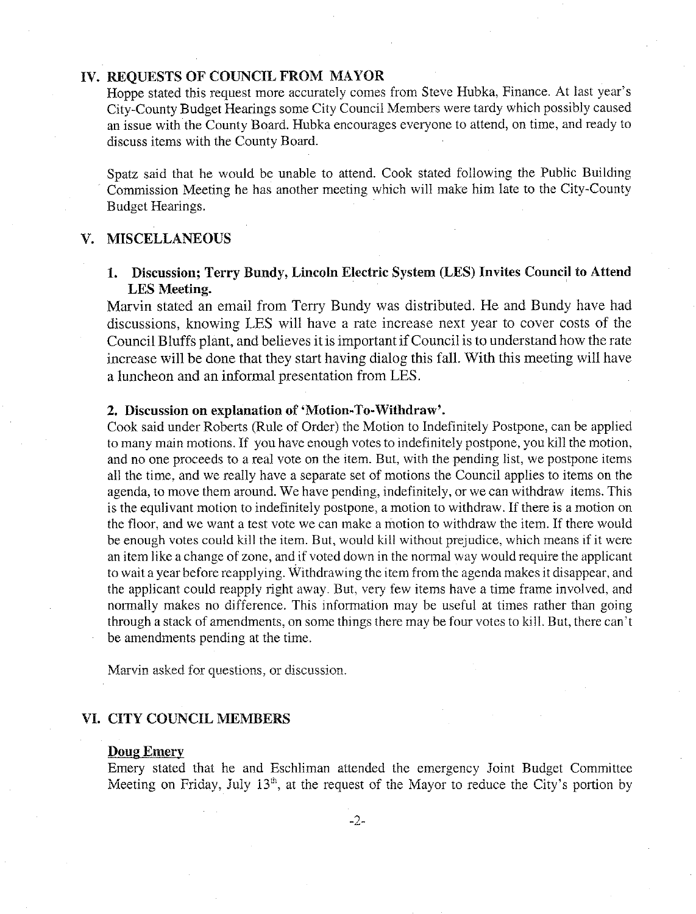## IV. REQUESTS OF COUNCIL FROM MAYOR

Hoppe stated this request more accurately comes from Steve Hubka, Finance. At last year's City-County Budget Hearings some City Council Members were tardy which possibly caused an issue with the County Board. Hubka encourages everyone to attend, on time, and ready to discuss items with the County Board.

Spatz said that he would be unable to attend. Cook stated following the Public Building Commission Meeting he has another meeting which will make him late to the City-County Budget Hearings.

## V. MISCELLANEOUS

### 1. Discussion; Terry Bundy, Lincoln Electric System (LES) Invites Council to Attend LES Meeting.

Marvin stated an email from Terry Bundy was distributed. He and Bundy have had discussions, knowing LES will have a rate increase next year to cover costs of the Council Bluffs plant, and believes it is important if Council is to understand how the rate increase will be done that they start having dialog this fall. With this meeting will have a luncheon and an informal presentation from LES.

### 2. Discussion on explanation of 'Motion-To-Withdraw'.

Cook said under Roberts (Rule of Order) the Motion to Indefinitely Postpone, can be applied to many main motions. If you have enough votes to indefinitely postpone, you kill the motion, and no one proceeds to a real vote on the item. But, with the pending list, we postpone items all the time, and we really have a separate set of motions the Council applies to items on the agenda, to move them around. We have pending, indefinitely, or we can withdraw items. This is the equlivant motion to indefinitely postpone, a motion to withdraw. If there is a motion on the floor, and we want a test vote we can make a motion to withdraw the item. If there would be enough votes could kill the item. But, would kill without prejudice, which means if it were an item like a change of zone, and if voted down in the normal way would require the applicant to wait a year before reapplying. Withdrawing the item from the agenda makes it disappear, and the applicant could reapply right away. But, very few items have a time frame involved, and normally makes no difference. This information may be useful at times rather than going through a stack of amendments, on some things there may be four votes to kill. But, there can't be amendments pending at the time.

Marvin asked for questions, or discussion.

## VI. CITY COUNCIL MEMBERS

**Doug Emery**

Emery stated that he and Eschliman attended the emergency Joint Budget Committee Meeting on Friday, July 13th, at the request of the Mayor to reduce the City's portion by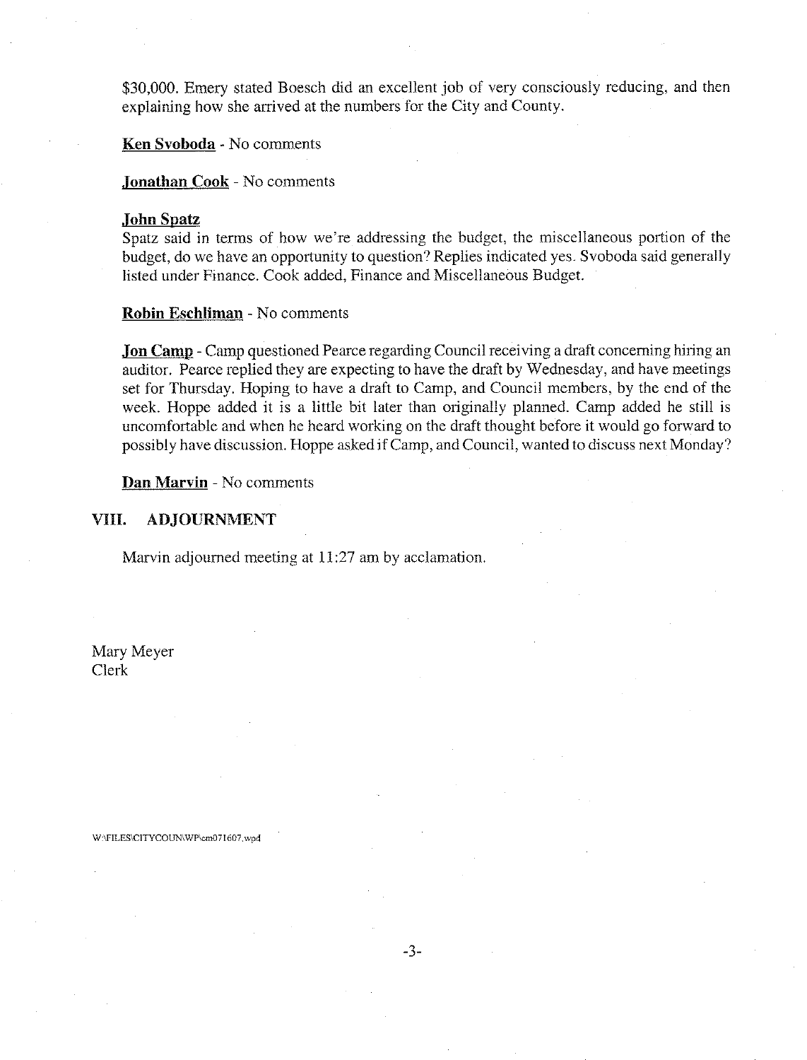$30,000. Emery stated Boesch did an excellent job of very consciously reducing, and then explaining how she arrived at the numbers for the City and County.

**Ken Svoboda** - No comments

**Jonathan Cook** - No comments

**John Spatz**
Spatz said in terms of how we're addressing the budget, the miscellaneous portion of the budget, do we have an opportunity to question? Replies indicated yes. Svoboda said generally listed under Finance. Cook added, Finance and Miscellaneous Budget.

**Robin Eschliman** - No comments

**Jon Camp** - Camp questioned Pearce regarding Council receiving a draft concerning hiring an auditor. Pearce replied they are expecting to have the draft by Wednesday, and have meetings set for Thursday. Hoping to have a draft to Camp, and Council members, by the end of the week. Hoppe added it is a little bit later than originally planned. Camp added he still is uncomfortable and when he heard working on the draft thought before it would go forward to possibly have discussion. Hoppe asked if Camp, and Council, wanted to discuss next Monday?

**Dan Marvin** - No comments

## VIII. ADJOURNMENT

Marvin adjourned meeting at 11:27 am by acclamation.

Mary Meyer
Clerk

W:\FILES\CITYCOUN\WP\cm071607.wpd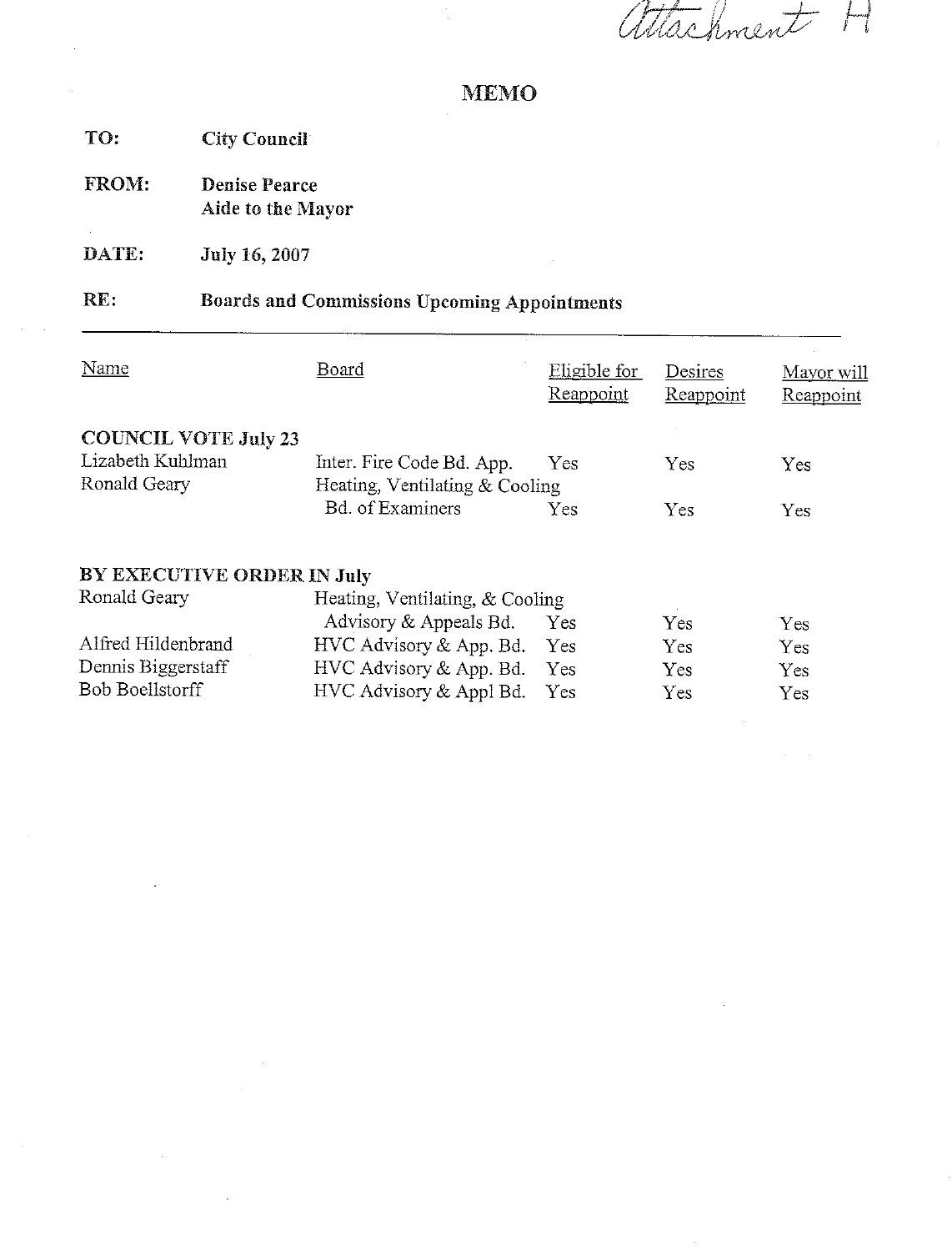Attachment A

# MEMO

**TO:** City Council

**FROM:** Denise Pearce
Aide to the Mayor

**DATE:** July 16, 2007

**RE:** Boards and Commissions Upcoming Appointments

| Name | Board | Eligible for Reappoint | Desires Reappoint | Mayor will Reappoint |
|---|---|---|---|---|
| **COUNCIL VOTE July 23** | | | | |
| Lizabeth Kuhlman | Inter. Fire Code Bd. App. | Yes | Yes | Yes |
| Ronald Geary | Heating, Ventilating & Cooling Bd. of Examiners | Yes | Yes | Yes |
| **BY EXECUTIVE ORDER IN July** | | | | |
| Ronald Geary | Heating, Ventilating, & Cooling Advisory & Appeals Bd. | Yes | Yes | Yes |
| Alfred Hildenbrand | HVC Advisory & App. Bd. | Yes | Yes | Yes |
| Dennis Biggerstaff | HVC Advisory & App. Bd. | Yes | Yes | Yes |
| Bob Boellstorff | HVC Advisory & Appl Bd. | Yes | Yes | Yes |